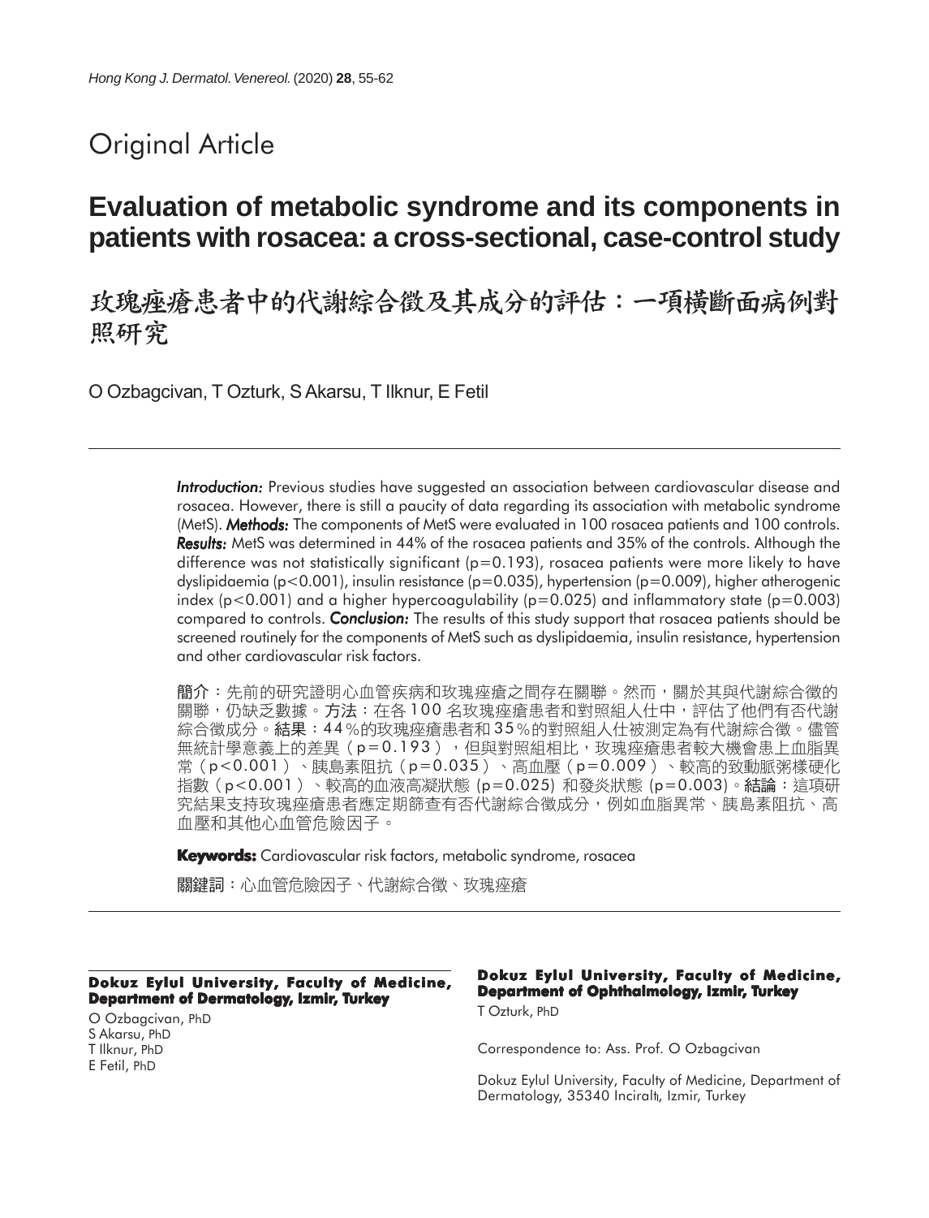Original Article

# Evaluation of metabolic syndrome and its components in patients with rosacea: a cross-sectional, case-control study

# 玫瑰痤瘡患者中的代謝綜合徵及其成分的評估：一項橫斷面病例對照研究

O Ozbagcivan, T Ozturk, S Akarsu, T Ilknur, E Fetil

---

***Introduction:*** Previous studies have suggested an association between cardiovascular disease and rosacea. However, there is still a paucity of data regarding its association with metabolic syndrome (MetS). ***Methods:*** The components of MetS were evaluated in 100 rosacea patients and 100 controls. ***Results:*** MetS was determined in 44% of the rosacea patients and 35% of the controls. Although the difference was not statistically significant ($p=0.193$), rosacea patients were more likely to have dyslipidaemia ($p<0.001$), insulin resistance ($p=0.035$), hypertension ($p=0.009$), higher atherogenic index ($p<0.001$) and a higher hypercoagulability ($p=0.025$) and inflammatory state ($p=0.003$) compared to controls. ***Conclusion:*** The results of this study support that rosacea patients should be screened routinely for the components of MetS such as dyslipidaemia, insulin resistance, hypertension and other cardiovascular risk factors.

**簡介**：先前的研究證明心血管疾病和玫瑰痤瘡之間存在關聯。然而，關於其與代謝綜合徵的關聯，仍缺乏數據。**方法**：在各100名玫瑰痤瘡患者和對照組人仕中，評估了他們有否代謝綜合徵成分。**結果**：44%的玫瑰痤瘡患者和35%的對照組人仕被測定為有代謝綜合徵。儘管無統計學意義上的差異（p=0.193），但與對照組相比，玫瑰痤瘡患者較大機會患上血脂異常（p<0.001）、胰島素阻抗（p=0.035）、高血壓（p=0.009）、較高的致動脈粥樣硬化指數（p<0.001）、較高的血液高凝狀態 (p=0.025) 和發炎狀態 (p=0.003)。**結論**：這項研究結果支持玫瑰痤瘡患者應定期篩查有否代謝綜合徵成分，例如血脂異常、胰島素阻抗、高血壓和其他心血管危險因子。

**Keywords:** Cardiovascular risk factors, metabolic syndrome, rosacea

**關鍵詞**：心血管危險因子、代謝綜合徵、玫瑰痤瘡

---

**Dokuz Eylul University, Faculty of Medicine, Department of Dermatology, Izmir, Turkey**

O Ozbagcivan, PhD
S Akarsu, PhD
T Ilknur, PhD
E Fetil, PhD

**Dokuz Eylul University, Faculty of Medicine, Department of Ophthalmology, Izmir, Turkey**

T Ozturk, PhD

Correspondence to: Ass. Prof. O Ozbagcivan

Dokuz Eylul University, Faculty of Medicine, Department of Dermatology, 35340 Inciraltı, Izmir, Turkey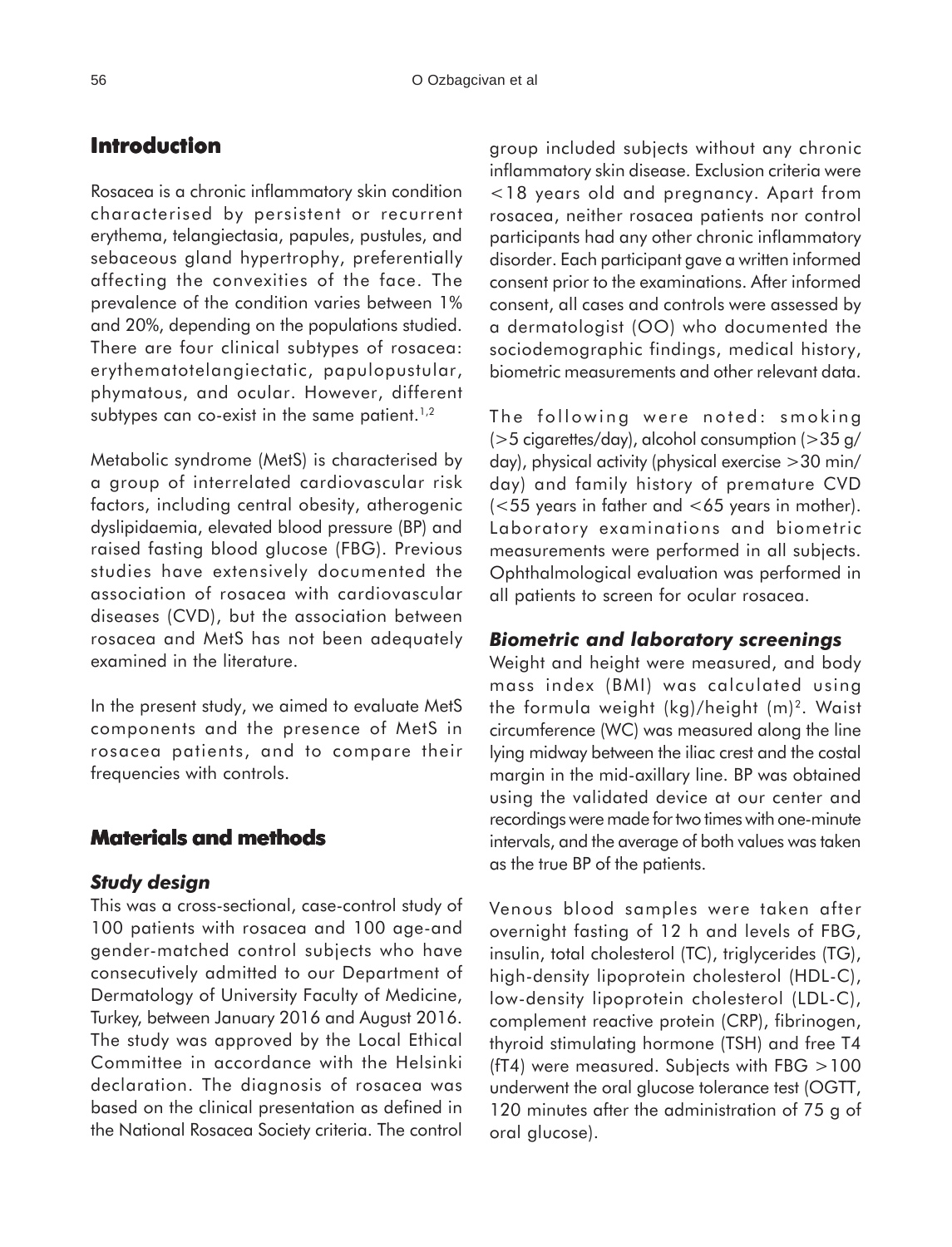## Introduction

Rosacea is a chronic inflammatory skin condition characterised by persistent or recurrent erythema, telangiectasia, papules, pustules, and sebaceous gland hypertrophy, preferentially affecting the convexities of the face. The prevalence of the condition varies between 1% and 20%, depending on the populations studied. There are four clinical subtypes of rosacea: erythematotelangiectatic, papulopustular, phymatous, and ocular. However, different subtypes can co-exist in the same patient.[1,2]

Metabolic syndrome (MetS) is characterised by a group of interrelated cardiovascular risk factors, including central obesity, atherogenic dyslipidaemia, elevated blood pressure (BP) and raised fasting blood glucose (FBG). Previous studies have extensively documented the association of rosacea with cardiovascular diseases (CVD), but the association between rosacea and MetS has not been adequately examined in the literature.

In the present study, we aimed to evaluate MetS components and the presence of MetS in rosacea patients, and to compare their frequencies with controls.

## Materials and methods

### *Study design*

This was a cross-sectional, case-control study of 100 patients with rosacea and 100 age-and gender-matched control subjects who have consecutively admitted to our Department of Dermatology of University Faculty of Medicine, Turkey, between January 2016 and August 2016. The study was approved by the Local Ethical Committee in accordance with the Helsinki declaration. The diagnosis of rosacea was based on the clinical presentation as defined in the National Rosacea Society criteria. The control group included subjects without any chronic inflammatory skin disease. Exclusion criteria were <18 years old and pregnancy. Apart from rosacea, neither rosacea patients nor control participants had any other chronic inflammatory disorder. Each participant gave a written informed consent prior to the examinations. After informed consent, all cases and controls were assessed by a dermatologist (OO) who documented the sociodemographic findings, medical history, biometric measurements and other relevant data.

The following were noted: smoking (>5 cigarettes/day), alcohol consumption (>35 g/day), physical activity (physical exercise >30 min/day) and family history of premature CVD (<55 years in father and <65 years in mother). Laboratory examinations and biometric measurements were performed in all subjects. Ophthalmological evaluation was performed in all patients to screen for ocular rosacea.

### *Biometric and laboratory screenings*

Weight and height were measured, and body mass index (BMI) was calculated using the formula weight (kg)/height $(m)^2$. Waist circumference (WC) was measured along the line lying midway between the iliac crest and the costal margin in the mid-axillary line. BP was obtained using the validated device at our center and recordings were made for two times with one-minute intervals, and the average of both values was taken as the true BP of the patients.

Venous blood samples were taken after overnight fasting of 12 h and levels of FBG, insulin, total cholesterol (TC), triglycerides (TG), high-density lipoprotein cholesterol (HDL-C), low-density lipoprotein cholesterol (LDL-C), complement reactive protein (CRP), fibrinogen, thyroid stimulating hormone (TSH) and free T4 (fT4) were measured. Subjects with FBG >100 underwent the oral glucose tolerance test (OGTT, 120 minutes after the administration of 75 g of oral glucose).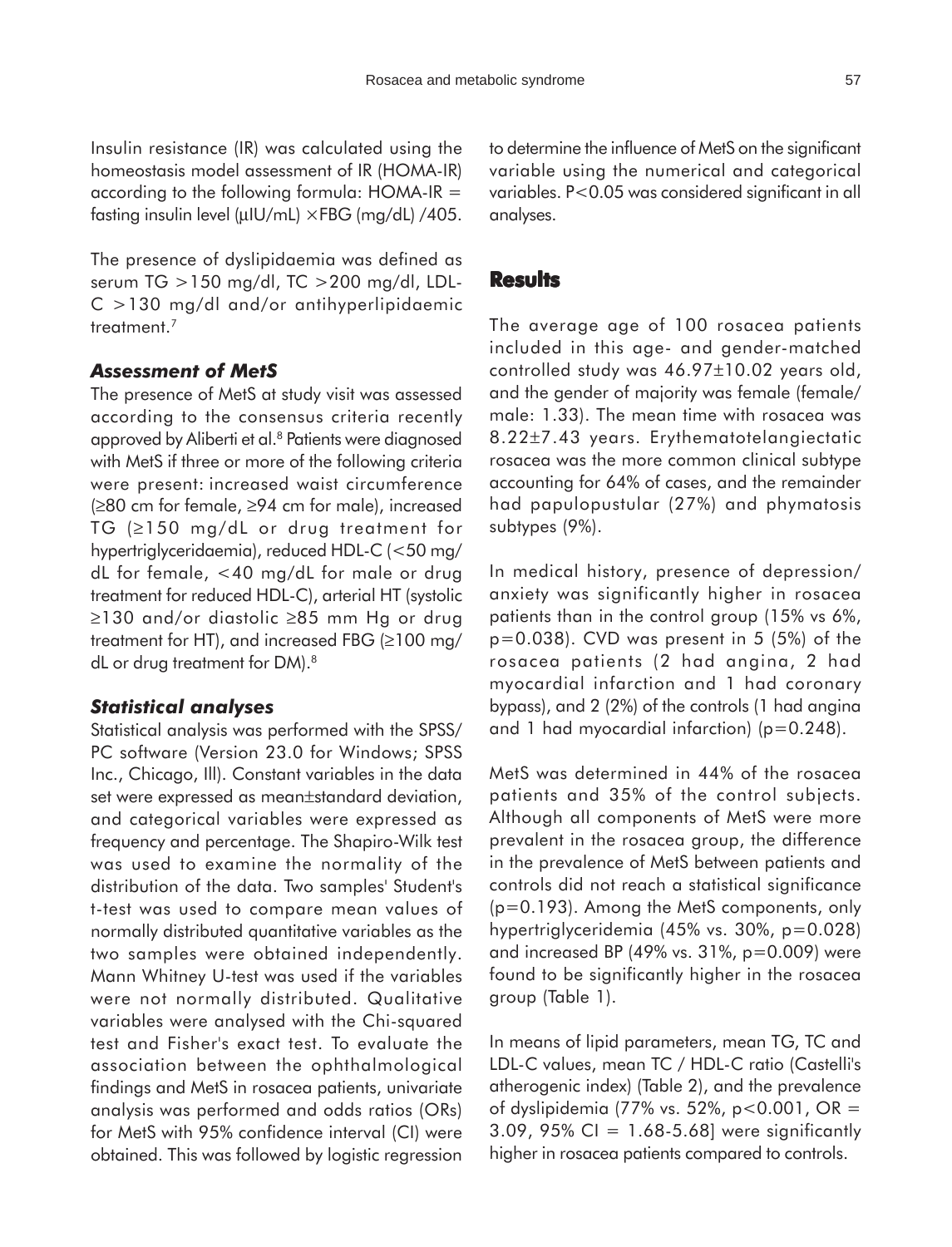Insulin resistance (IR) was calculated using the homeostasis model assessment of IR (HOMA-IR) according to the following formula: HOMA-IR = fasting insulin level (μIU/mL) ×FBG (mg/dL) /405.

The presence of dyslipidaemia was defined as serum TG >150 mg/dl, TC >200 mg/dl, LDL-C >130 mg/dl and/or antihyperlipidaemic treatment.[7]

### *Assessment of MetS*

The presence of MetS at study visit was assessed according to the consensus criteria recently approved by Aliberti et al.[8] Patients were diagnosed with MetS if three or more of the following criteria were present: increased waist circumference (≥80 cm for female, ≥94 cm for male), increased TG (≥150 mg/dL or drug treatment for hypertriglyceridaemia), reduced HDL-C (<50 mg/dL for female, <40 mg/dL for male or drug treatment for reduced HDL-C), arterial HT (systolic ≥130 and/or diastolic ≥85 mm Hg or drug treatment for HT), and increased FBG (≥100 mg/dL or drug treatment for DM).[8]

### *Statistical analyses*

Statistical analysis was performed with the SPSS/PC software (Version 23.0 for Windows; SPSS Inc., Chicago, Ill). Constant variables in the data set were expressed as mean±standard deviation, and categorical variables were expressed as frequency and percentage. The Shapiro-Wilk test was used to examine the normality of the distribution of the data. Two samples' Student's t-test was used to compare mean values of normally distributed quantitative variables as the two samples were obtained independently. Mann Whitney U-test was used if the variables were not normally distributed. Qualitative variables were analysed with the Chi-squared test and Fisher's exact test. To evaluate the association between the ophthalmological findings and MetS in rosacea patients, univariate analysis was performed and odds ratios (ORs) for MetS with 95% confidence interval (CI) were obtained. This was followed by logistic regression to determine the influence of MetS on the significant variable using the numerical and categorical variables. $P<0.05$ was considered significant in all analyses.

## Results

The average age of 100 rosacea patients included in this age- and gender-matched controlled study was 46.97±10.02 years old, and the gender of majority was female (female/male: 1.33). The mean time with rosacea was 8.22±7.43 years. Erythematotelangiectatic rosacea was the more common clinical subtype accounting for 64% of cases, and the remainder had papulopustular (27%) and phymatosis subtypes (9%).

In medical history, presence of depression/anxiety was significantly higher in rosacea patients than in the control group (15% vs 6%, $p=0.038$). CVD was present in 5 (5%) of the rosacea patients (2 had angina, 2 had myocardial infarction and 1 had coronary bypass), and 2 (2%) of the controls (1 had angina and 1 had myocardial infarction) ($p=0.248$).

MetS was determined in 44% of the rosacea patients and 35% of the control subjects. Although all components of MetS were more prevalent in the rosacea group, the difference in the prevalence of MetS between patients and controls did not reach a statistical significance ($p=0.193$). Among the MetS components, only hypertriglyceridemia (45% vs. 30%, $p=0.028$) and increased BP (49% vs. 31%, $p=0.009$) were found to be significantly higher in the rosacea group (Table 1).

In means of lipid parameters, mean TG, TC and LDL-C values, mean TC / HDL-C ratio (Castelli's atherogenic index) (Table 2), and the prevalence of dyslipidemia (77% vs. 52%, $p<0.001$, OR = 3.09, 95% CI = 1.68-5.68] were significantly higher in rosacea patients compared to controls.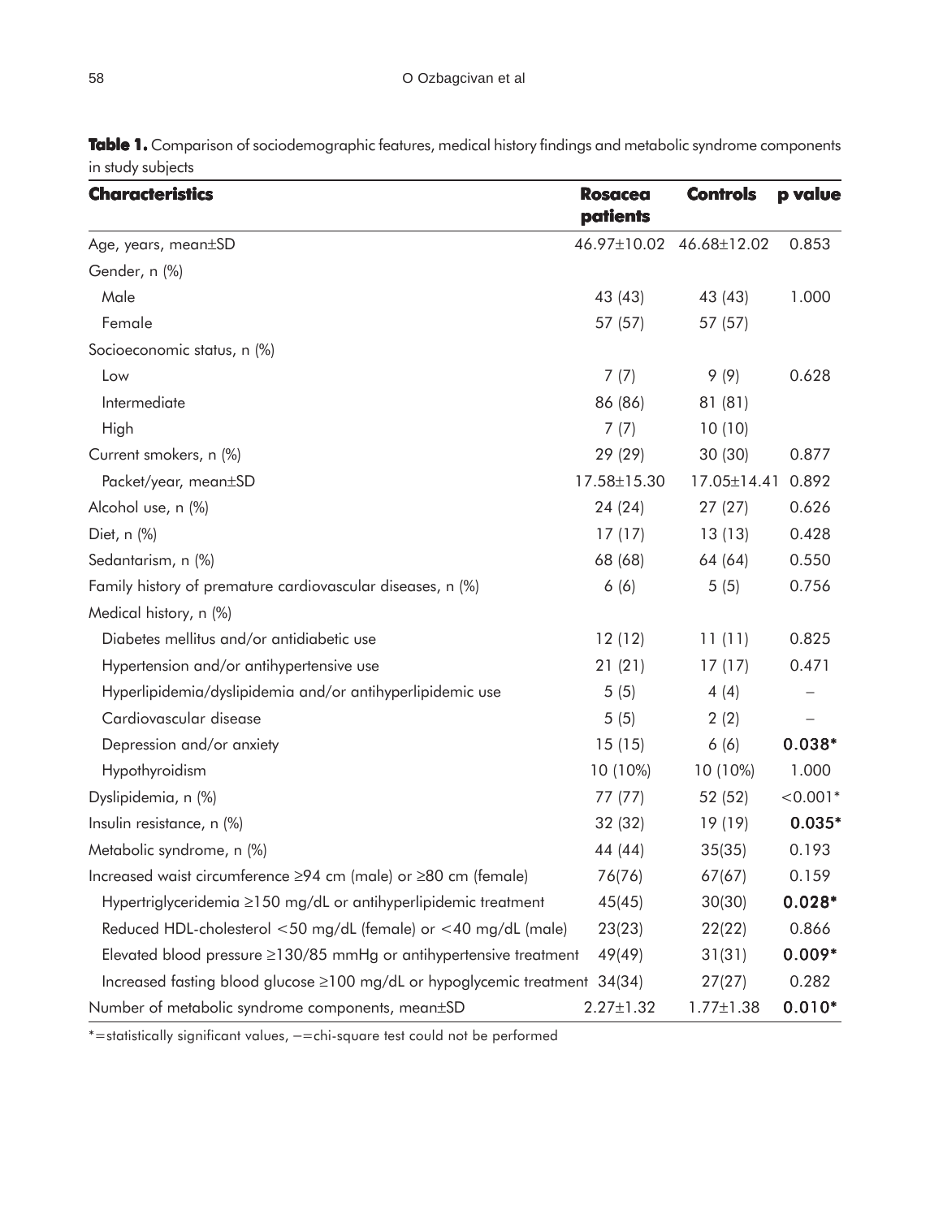**Table 1.** Comparison of sociodemographic features, medical history findings and metabolic syndrome components in study subjects

| Characteristics | Rosacea patients | Controls | p value |
|---|---|---|---|
| Age, years, mean±SD | 46.97±10.02 | 46.68±12.02 | 0.853 |
| Gender, n (%) | | | |
| Male | 43 (43) | 43 (43) | 1.000 |
| Female | 57 (57) | 57 (57) | |
| Socioeconomic status, n (%) | | | |
| Low | 7 (7) | 9 (9) | 0.628 |
| Intermediate | 86 (86) | 81 (81) | |
| High | 7 (7) | 10 (10) | |
| Current smokers, n (%) | 29 (29) | 30 (30) | 0.877 |
| Packet/year, mean±SD | 17.58±15.30 | 17.05±14.41 | 0.892 |
| Alcohol use, n (%) | 24 (24) | 27 (27) | 0.626 |
| Diet, n (%) | 17 (17) | 13 (13) | 0.428 |
| Sedantarism, n (%) | 68 (68) | 64 (64) | 0.550 |
| Family history of premature cardiovascular diseases, n (%) | 6 (6) | 5 (5) | 0.756 |
| Medical history, n (%) | | | |
| Diabetes mellitus and/or antidiabetic use | 12 (12) | 11 (11) | 0.825 |
| Hypertension and/or antihypertensive use | 21 (21) | 17 (17) | 0.471 |
| Hyperlipidemia/dyslipidemia and/or antihyperlipidemic use | 5 (5) | 4 (4) | – |
| Cardiovascular disease | 5 (5) | 2 (2) | – |
| Depression and/or anxiety | 15 (15) | 6 (6) | **0.038*** |
| Hypothyroidism | 10 (10%) | 10 (10%) | 1.000 |
| Dyslipidemia, n (%) | 77 (77) | 52 (52) | <0.001* |
| Insulin resistance, n (%) | 32 (32) | 19 (19) | **0.035*** |
| Metabolic syndrome, n (%) | 44 (44) | 35(35) | 0.193 |
| Increased waist circumference ≥94 cm (male) or ≥80 cm (female) | 76(76) | 67(67) | 0.159 |
| Hypertriglyceridemia ≥150 mg/dL or antihyperlipidemic treatment | 45(45) | 30(30) | **0.028*** |
| Reduced HDL-cholesterol <50 mg/dL (female) or <40 mg/dL (male) | 23(23) | 22(22) | 0.866 |
| Elevated blood pressure ≥130/85 mmHg or antihypertensive treatment | 49(49) | 31(31) | **0.009*** |
| Increased fasting blood glucose ≥100 mg/dL or hypoglycemic treatment | 34(34) | 27(27) | 0.282 |
| Number of metabolic syndrome components, mean±SD | 2.27±1.32 | 1.77±1.38 | **0.010*** |

*=statistically significant values, –=chi-square test could not be performed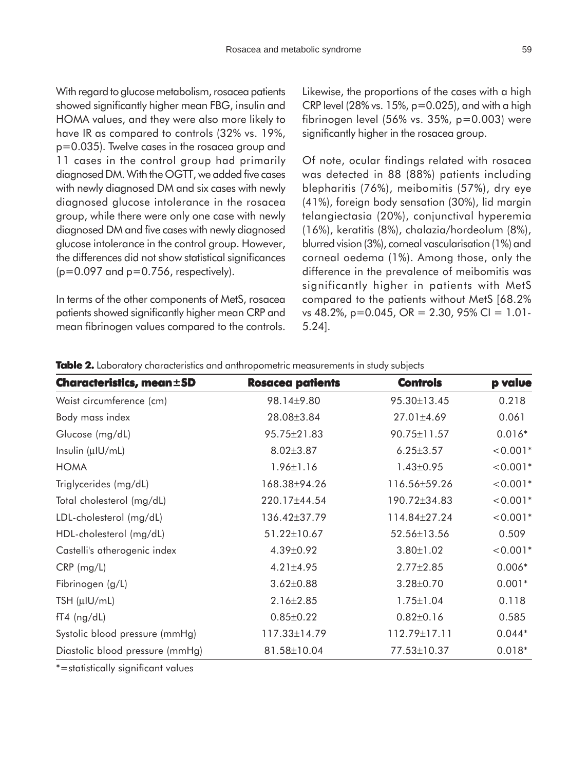With regard to glucose metabolism, rosacea patients showed significantly higher mean FBG, insulin and HOMA values, and they were also more likely to have IR as compared to controls (32% vs. 19%, p=0.035). Twelve cases in the rosacea group and 11 cases in the control group had primarily diagnosed DM. With the OGTT, we added five cases with newly diagnosed DM and six cases with newly diagnosed glucose intolerance in the rosacea group, while there were only one case with newly diagnosed DM and five cases with newly diagnosed glucose intolerance in the control group. However, the differences did not show statistical significances (p=0.097 and p=0.756, respectively).

In terms of the other components of MetS, rosacea patients showed significantly higher mean CRP and mean fibrinogen values compared to the controls. Likewise, the proportions of the cases with a high CRP level (28% vs. 15%, p=0.025), and with a high fibrinogen level (56% vs. 35%, p=0.003) were significantly higher in the rosacea group.

Of note, ocular findings related with rosacea was detected in 88 (88%) patients including blepharitis (76%), meibomitis (57%), dry eye (41%), foreign body sensation (30%), lid margin telangiectasia (20%), conjunctival hyperemia (16%), keratitis (8%), chalazia/hordeolum (8%), blurred vision (3%), corneal vascularisation (1%) and corneal oedema (1%). Among those, only the difference in the prevalence of meibomitis was significantly higher in patients with MetS compared to the patients without MetS [68.2% vs 48.2%, p=0.045, OR = 2.30, 95% CI = 1.01-5.24].

**Table 2.** Laboratory characteristics and anthropometric measurements in study subjects

| Characteristics, mean±SD | Rosacea patients | Controls | p value |
|---|---|---|---|
| Waist circumference (cm) | 98.14±9.80 | 95.30±13.45 | 0.218 |
| Body mass index | 28.08±3.84 | 27.01±4.69 | 0.061 |
| Glucose (mg/dL) | 95.75±21.83 | 90.75±11.57 | 0.016* |
| Insulin (μIU/mL) | 8.02±3.87 | 6.25±3.57 | <0.001* |
| HOMA | 1.96±1.16 | 1.43±0.95 | <0.001* |
| Triglycerides (mg/dL) | 168.38±94.26 | 116.56±59.26 | <0.001* |
| Total cholesterol (mg/dL) | 220.17±44.54 | 190.72±34.83 | <0.001* |
| LDL-cholesterol (mg/dL) | 136.42±37.79 | 114.84±27.24 | <0.001* |
| HDL-cholesterol (mg/dL) | 51.22±10.67 | 52.56±13.56 | 0.509 |
| Castelli's atherogenic index | 4.39±0.92 | 3.80±1.02 | <0.001* |
| CRP (mg/L) | 4.21±4.95 | 2.77±2.85 | 0.006* |
| Fibrinogen (g/L) | 3.62±0.88 | 3.28±0.70 | 0.001* |
| TSH (μIU/mL) | 2.16±2.85 | 1.75±1.04 | 0.118 |
| fT4 (ng/dL) | 0.85±0.22 | 0.82±0.16 | 0.585 |
| Systolic blood pressure (mmHg) | 117.33±14.79 | 112.79±17.11 | 0.044* |
| Diastolic blood pressure (mmHg) | 81.58±10.04 | 77.53±10.37 | 0.018* |

*=statistically significant values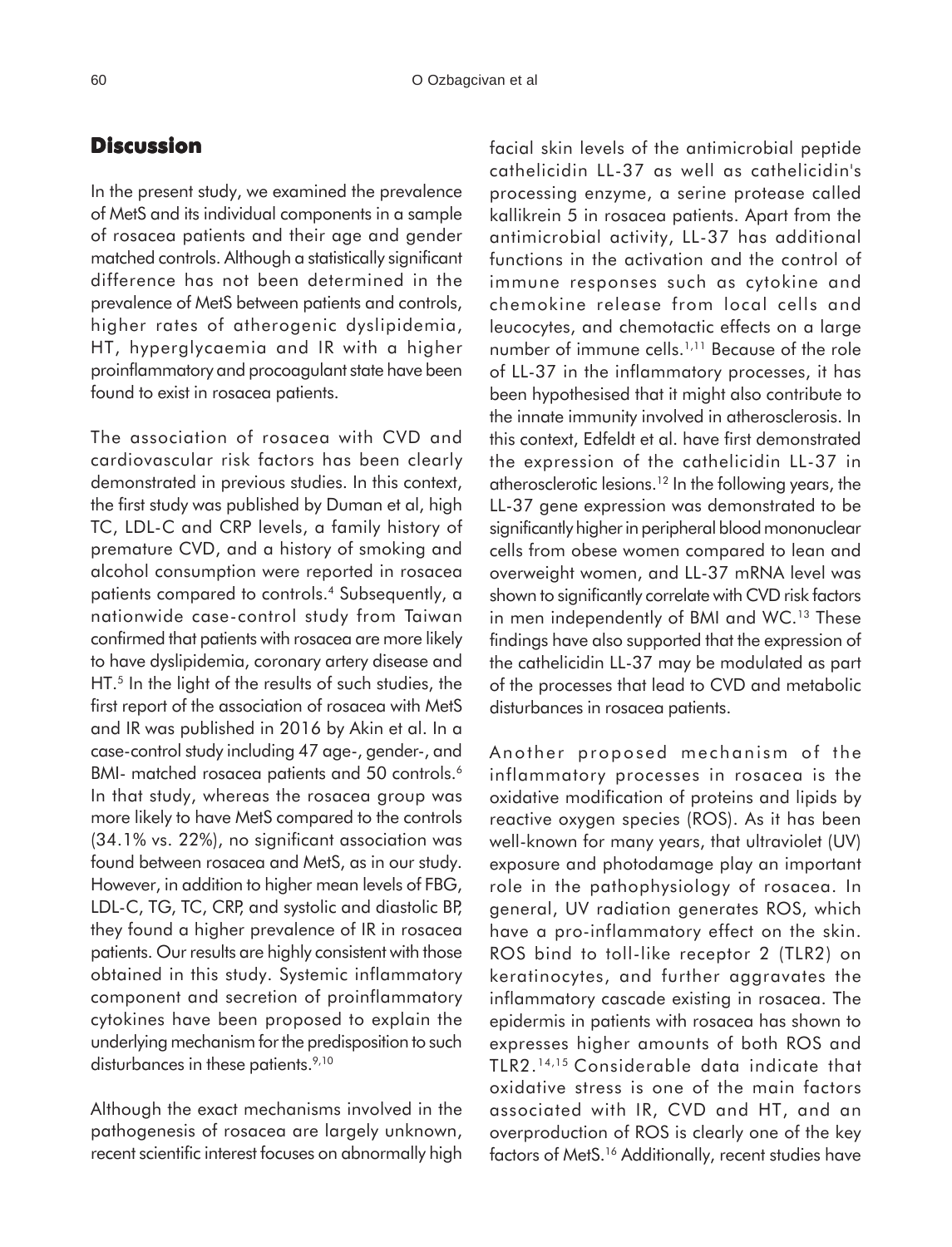## Discussion

In the present study, we examined the prevalence of MetS and its individual components in a sample of rosacea patients and their age and gender matched controls. Although a statistically significant difference has not been determined in the prevalence of MetS between patients and controls, higher rates of atherogenic dyslipidemia, HT, hyperglycaemia and IR with a higher proinflammatory and procoagulant state have been found to exist in rosacea patients.

The association of rosacea with CVD and cardiovascular risk factors has been clearly demonstrated in previous studies. In this context, the first study was published by Duman et al, high TC, LDL-C and CRP levels, a family history of premature CVD, and a history of smoking and alcohol consumption were reported in rosacea patients compared to controls.[4] Subsequently, a nationwide case-control study from Taiwan confirmed that patients with rosacea are more likely to have dyslipidemia, coronary artery disease and HT.[5] In the light of the results of such studies, the first report of the association of rosacea with MetS and IR was published in 2016 by Akin et al. In a case-control study including 47 age-, gender-, and BMI- matched rosacea patients and 50 controls.[6] In that study, whereas the rosacea group was more likely to have MetS compared to the controls (34.1% vs. 22%), no significant association was found between rosacea and MetS, as in our study. However, in addition to higher mean levels of FBG, LDL-C, TG, TC, CRP, and systolic and diastolic BP, they found a higher prevalence of IR in rosacea patients. Our results are highly consistent with those obtained in this study. Systemic inflammatory component and secretion of proinflammatory cytokines have been proposed to explain the underlying mechanism for the predisposition to such disturbances in these patients.[9,10]

Although the exact mechanisms involved in the pathogenesis of rosacea are largely unknown, recent scientific interest focuses on abnormally high facial skin levels of the antimicrobial peptide cathelicidin LL-37 as well as cathelicidin's processing enzyme, a serine protease called kallikrein 5 in rosacea patients. Apart from the antimicrobial activity, LL-37 has additional functions in the activation and the control of immune responses such as cytokine and chemokine release from local cells and leucocytes, and chemotactic effects on a large number of immune cells.[1,11] Because of the role of LL-37 in the inflammatory processes, it has been hypothesised that it might also contribute to the innate immunity involved in atherosclerosis. In this context, Edfeldt et al. have first demonstrated the expression of the cathelicidin LL-37 in atherosclerotic lesions.[12] In the following years, the LL-37 gene expression was demonstrated to be significantly higher in peripheral blood mononuclear cells from obese women compared to lean and overweight women, and LL-37 mRNA level was shown to significantly correlate with CVD risk factors in men independently of BMI and WC.[13] These findings have also supported that the expression of the cathelicidin LL-37 may be modulated as part of the processes that lead to CVD and metabolic disturbances in rosacea patients.

Another proposed mechanism of the inflammatory processes in rosacea is the oxidative modification of proteins and lipids by reactive oxygen species (ROS). As it has been well-known for many years, that ultraviolet (UV) exposure and photodamage play an important role in the pathophysiology of rosacea. In general, UV radiation generates ROS, which have a pro-inflammatory effect on the skin. ROS bind to toll-like receptor 2 (TLR2) on keratinocytes, and further aggravates the inflammatory cascade existing in rosacea. The epidermis in patients with rosacea has shown to expresses higher amounts of both ROS and TLR2.[14,15] Considerable data indicate that oxidative stress is one of the main factors associated with IR, CVD and HT, and an overproduction of ROS is clearly one of the key factors of MetS.[16] Additionally, recent studies have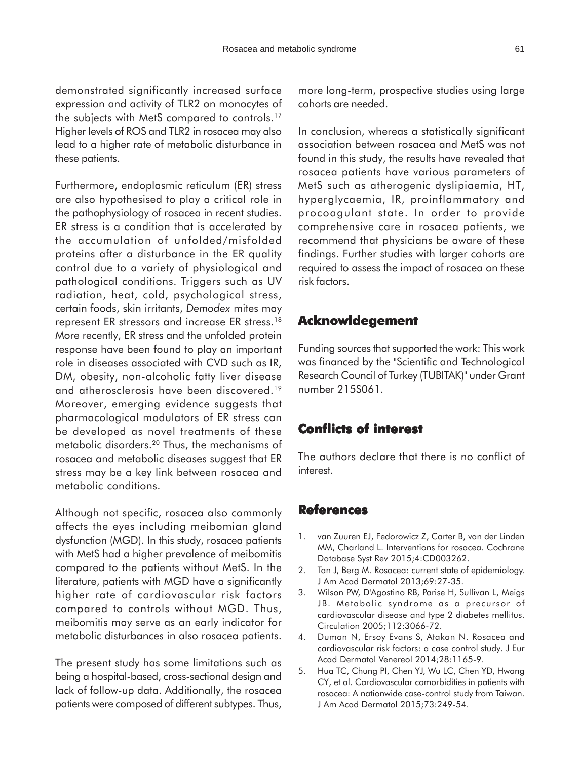demonstrated significantly increased surface expression and activity of TLR2 on monocytes of the subjects with MetS compared to controls.[17] Higher levels of ROS and TLR2 in rosacea may also lead to a higher rate of metabolic disturbance in these patients.

Furthermore, endoplasmic reticulum (ER) stress are also hypothesised to play a critical role in the pathophysiology of rosacea in recent studies. ER stress is a condition that is accelerated by the accumulation of unfolded/misfolded proteins after a disturbance in the ER quality control due to a variety of physiological and pathological conditions. Triggers such as UV radiation, heat, cold, psychological stress, certain foods, skin irritants, *Demodex* mites may represent ER stressors and increase ER stress.[18] More recently, ER stress and the unfolded protein response have been found to play an important role in diseases associated with CVD such as IR, DM, obesity, non-alcoholic fatty liver disease and atherosclerosis have been discovered.[19] Moreover, emerging evidence suggests that pharmacological modulators of ER stress can be developed as novel treatments of these metabolic disorders.[20] Thus, the mechanisms of rosacea and metabolic diseases suggest that ER stress may be a key link between rosacea and metabolic conditions.

Although not specific, rosacea also commonly affects the eyes including meibomian gland dysfunction (MGD). In this study, rosacea patients with MetS had a higher prevalence of meibomitis compared to the patients without MetS. In the literature, patients with MGD have a significantly higher rate of cardiovascular risk factors compared to controls without MGD. Thus, meibomitis may serve as an early indicator for metabolic disturbances in also rosacea patients.

The present study has some limitations such as being a hospital-based, cross-sectional design and lack of follow-up data. Additionally, the rosacea patients were composed of different subtypes. Thus, more long-term, prospective studies using large cohorts are needed.

In conclusion, whereas a statistically significant association between rosacea and MetS was not found in this study, the results have revealed that rosacea patients have various parameters of MetS such as atherogenic dyslipiaemia, HT, hyperglycaemia, IR, proinflammatory and procoagulant state. In order to provide comprehensive care in rosacea patients, we recommend that physicians be aware of these findings. Further studies with larger cohorts are required to assess the impact of rosacea on these risk factors.

## Acknowldegement

Funding sources that supported the work: This work was financed by the "Scientific and Technological Research Council of Turkey (TUBITAK)" under Grant number 215S061.

## Conflicts of interest

The authors declare that there is no conflict of interest.

## References

1. van Zuuren EJ, Fedorowicz Z, Carter B, van der Linden MM, Charland L. Interventions for rosacea. Cochrane Database Syst Rev 2015;4:CD003262.
2. Tan J, Berg M. Rosacea: current state of epidemiology. J Am Acad Dermatol 2013;69:27-35.
3. Wilson PW, D'Agostino RB, Parise H, Sullivan L, Meigs JB. Metabolic syndrome as a precursor of cardiovascular disease and type 2 diabetes mellitus. Circulation 2005;112:3066-72.
4. Duman N, Ersoy Evans S, Atakan N. Rosacea and cardiovascular risk factors: a case control study. J Eur Acad Dermatol Venereol 2014;28:1165-9.
5. Hua TC, Chung PI, Chen YJ, Wu LC, Chen YD, Hwang CY, et al. Cardiovascular comorbidities in patients with rosacea: A nationwide case-control study from Taiwan. J Am Acad Dermatol 2015;73:249-54.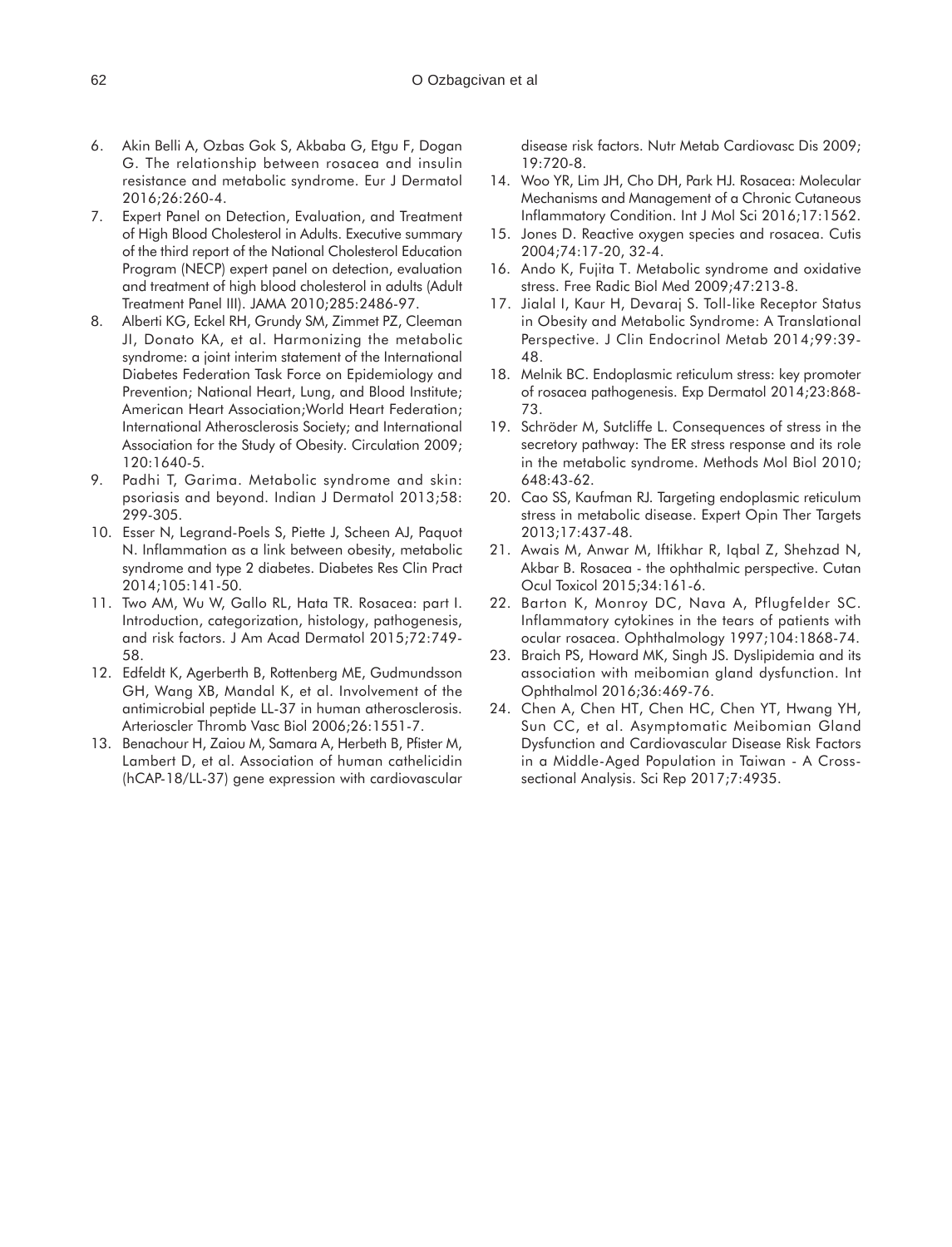6. Akin Belli A, Ozbas Gok S, Akbaba G, Etgu F, Dogan G. The relationship between rosacea and insulin resistance and metabolic syndrome. Eur J Dermatol 2016;26:260-4.
7. Expert Panel on Detection, Evaluation, and Treatment of High Blood Cholesterol in Adults. Executive summary of the third report of the National Cholesterol Education Program (NECP) expert panel on detection, evaluation and treatment of high blood cholesterol in adults (Adult Treatment Panel III). JAMA 2010;285:2486-97.
8. Alberti KG, Eckel RH, Grundy SM, Zimmet PZ, Cleeman JI, Donato KA, et al. Harmonizing the metabolic syndrome: a joint interim statement of the International Diabetes Federation Task Force on Epidemiology and Prevention; National Heart, Lung, and Blood Institute; American Heart Association;World Heart Federation; International Atherosclerosis Society; and International Association for the Study of Obesity. Circulation 2009; 120:1640-5.
9. Padhi T, Garima. Metabolic syndrome and skin: psoriasis and beyond. Indian J Dermatol 2013;58: 299-305.
10. Esser N, Legrand-Poels S, Piette J, Scheen AJ, Paquot N. Inflammation as a link between obesity, metabolic syndrome and type 2 diabetes. Diabetes Res Clin Pract 2014;105:141-50.
11. Two AM, Wu W, Gallo RL, Hata TR. Rosacea: part I. Introduction, categorization, histology, pathogenesis, and risk factors. J Am Acad Dermatol 2015;72:749-58.
12. Edfeldt K, Agerberth B, Rottenberg ME, Gudmundsson GH, Wang XB, Mandal K, et al. Involvement of the antimicrobial peptide LL-37 in human atherosclerosis. Arterioscler Thromb Vasc Biol 2006;26:1551-7.
13. Benachour H, Zaiou M, Samara A, Herbeth B, Pfister M, Lambert D, et al. Association of human cathelicidin (hCAP-18/LL-37) gene expression with cardiovascular disease risk factors. Nutr Metab Cardiovasc Dis 2009; 19:720-8.
14. Woo YR, Lim JH, Cho DH, Park HJ. Rosacea: Molecular Mechanisms and Management of a Chronic Cutaneous Inflammatory Condition. Int J Mol Sci 2016;17:1562.
15. Jones D. Reactive oxygen species and rosacea. Cutis 2004;74:17-20, 32-4.
16. Ando K, Fujita T. Metabolic syndrome and oxidative stress. Free Radic Biol Med 2009;47:213-8.
17. Jialal I, Kaur H, Devaraj S. Toll-like Receptor Status in Obesity and Metabolic Syndrome: A Translational Perspective. J Clin Endocrinol Metab 2014;99:39-48.
18. Melnik BC. Endoplasmic reticulum stress: key promoter of rosacea pathogenesis. Exp Dermatol 2014;23:868-73.
19. Schröder M, Sutcliffe L. Consequences of stress in the secretory pathway: The ER stress response and its role in the metabolic syndrome. Methods Mol Biol 2010; 648:43-62.
20. Cao SS, Kaufman RJ. Targeting endoplasmic reticulum stress in metabolic disease. Expert Opin Ther Targets 2013;17:437-48.
21. Awais M, Anwar M, Iftikhar R, Iqbal Z, Shehzad N, Akbar B. Rosacea - the ophthalmic perspective. Cutan Ocul Toxicol 2015;34:161-6.
22. Barton K, Monroy DC, Nava A, Pflugfelder SC. Inflammatory cytokines in the tears of patients with ocular rosacea. Ophthalmology 1997;104:1868-74.
23. Braich PS, Howard MK, Singh JS. Dyslipidemia and its association with meibomian gland dysfunction. Int Ophthalmol 2016;36:469-76.
24. Chen A, Chen HT, Chen HC, Chen YT, Hwang YH, Sun CC, et al. Asymptomatic Meibomian Gland Dysfunction and Cardiovascular Disease Risk Factors in a Middle-Aged Population in Taiwan - A Cross-sectional Analysis. Sci Rep 2017;7:4935.